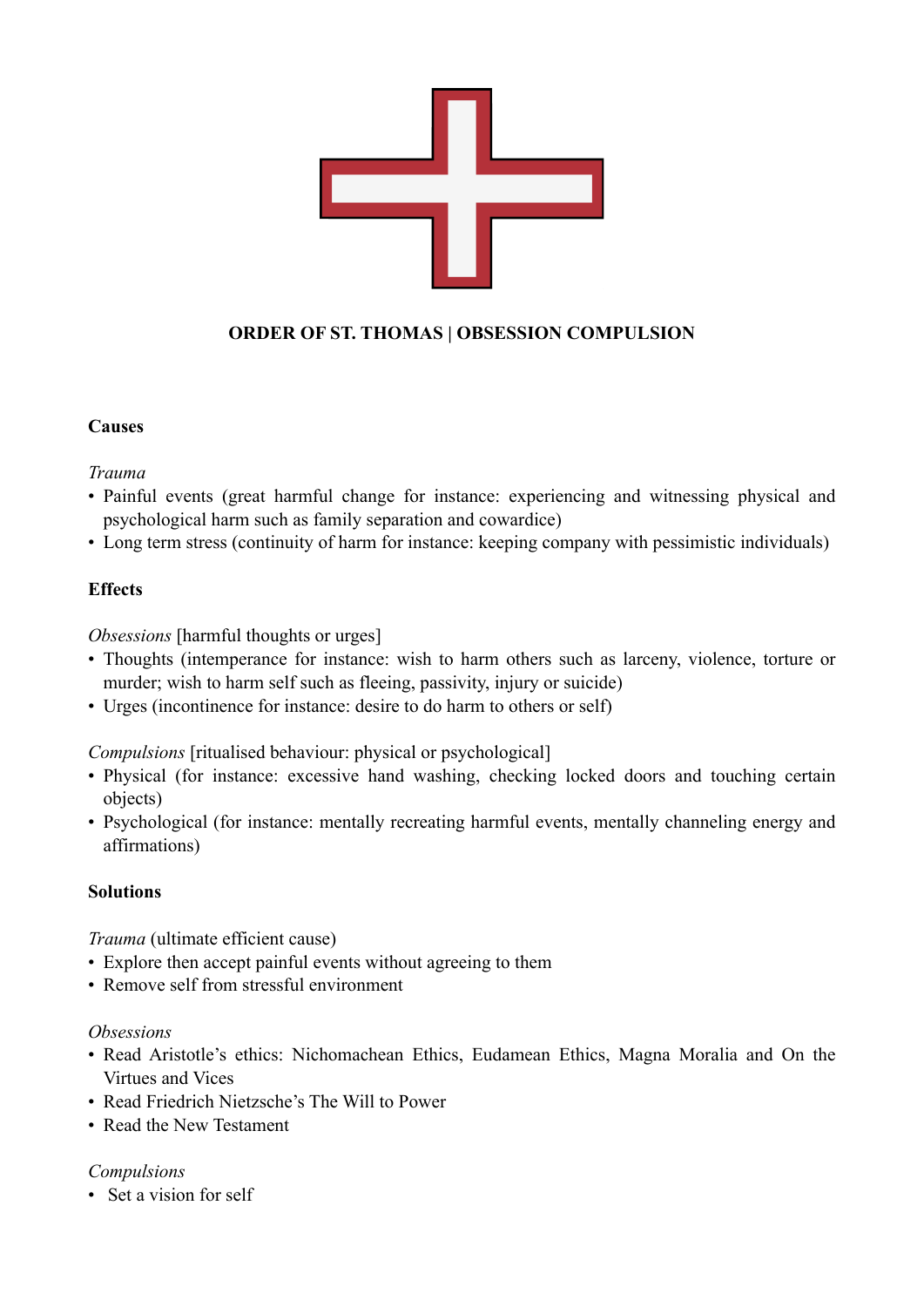**ORDER OF ST. THOMAS | OBSESSION COMPULSION**

**Causes**

*Trauma*

- Painful events (great harmful change for instance: experiencing and witnessing physical and psychological harm such as family separation and cowardice)
- Long term stress (continuity of harm for instance: keeping company with pessimistic individuals)

**Effects**

*Obsessions* [harmful thoughts or urges]

- Thoughts (intemperance for instance: wish to harm others such as larceny, violence, torture or murder; wish to harm self such as fleeing, passivity, injury or suicide)
- Urges (incontinence for instance: desire to do harm to others or self)

*Compulsions* [ritualised behaviour: physical or psychological]

- Physical (for instance: excessive hand washing, checking locked doors and touching certain objects)
- Psychological (for instance: mentally recreating harmful events, mentally channeling energy and affirmations)

**Solutions**

*Trauma* (ultimate efficient cause)

- Explore then accept painful events without agreeing to them
- Remove self from stressful environment

*Obsessions*

- Read Aristotle's ethics: Nichomachean Ethics, Eudamean Ethics, Magna Moralia and On the Virtues and Vices
- Read Friedrich Nietzsche's The Will to Power
- Read the New Testament

*Compulsions*

- Set a vision for self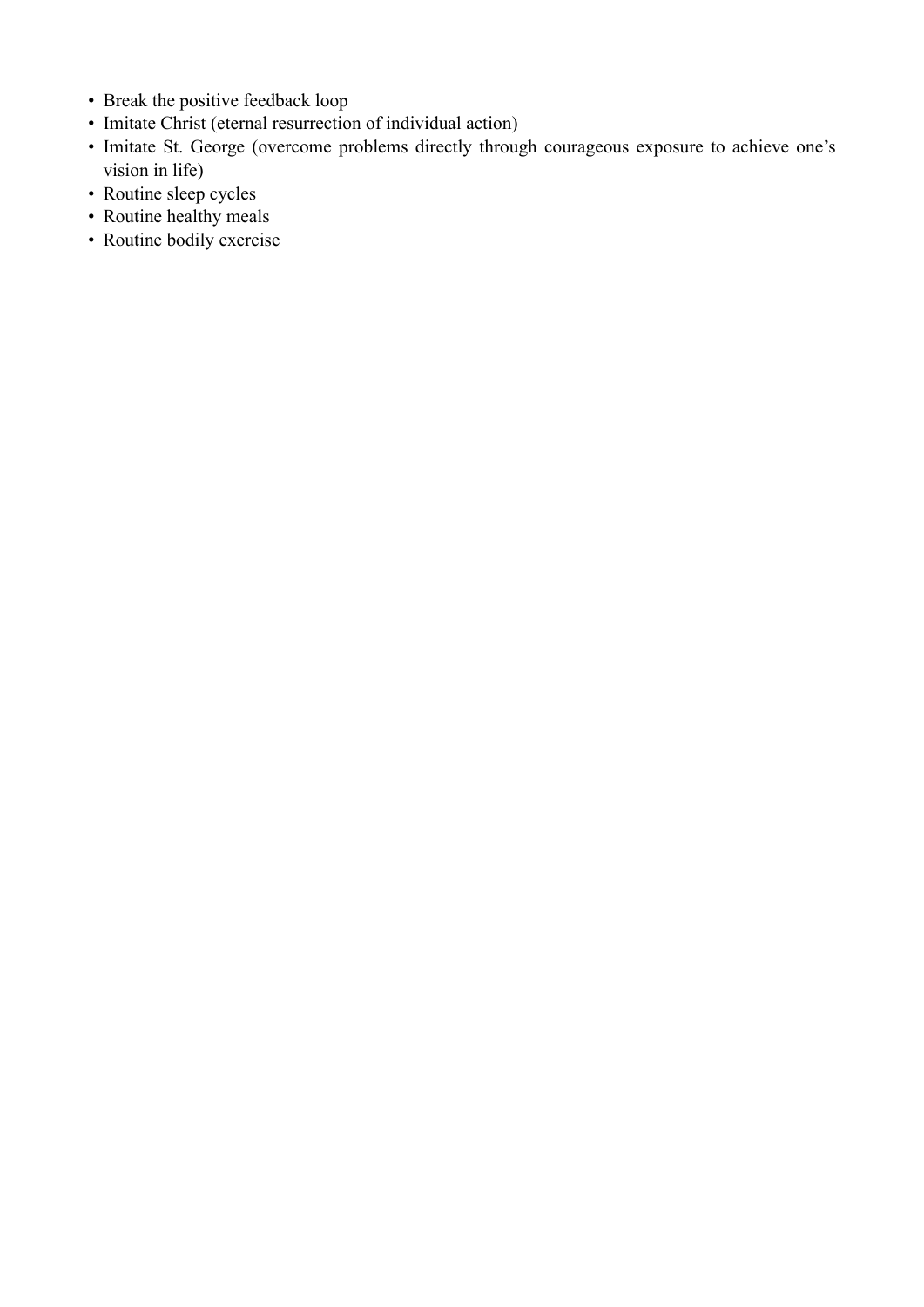- Break the positive feedback loop
- Imitate Christ (eternal resurrection of individual action)
- Imitate St. George (overcome problems directly through courageous exposure to achieve one's vision in life)
- Routine sleep cycles
- Routine healthy meals
- Routine bodily exercise